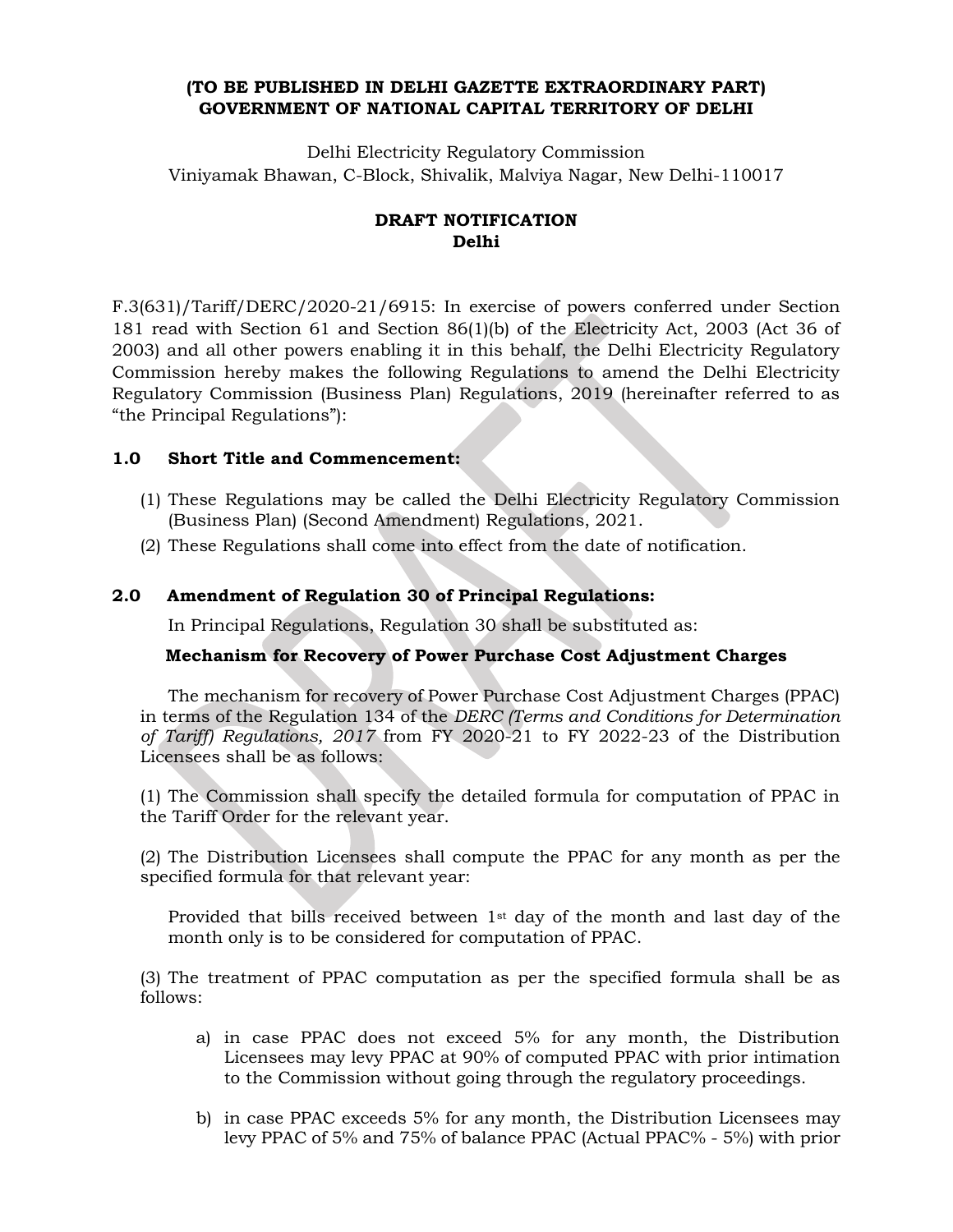**(TO BE PUBLISHED IN DELHI GAZETTE EXTRAORDINARY PART)**
**GOVERNMENT OF NATIONAL CAPITAL TERRITORY OF DELHI**

Delhi Electricity Regulatory Commission
Viniyamak Bhawan, C-Block, Shivalik, Malviya Nagar, New Delhi-110017

**DRAFT NOTIFICATION**
**Delhi**

F.3(631)/Tariff/DERC/2020-21/6915: In exercise of powers conferred under Section 181 read with Section 61 and Section 86(1)(b) of the Electricity Act, 2003 (Act 36 of 2003) and all other powers enabling it in this behalf, the Delhi Electricity Regulatory Commission hereby makes the following Regulations to amend the Delhi Electricity Regulatory Commission (Business Plan) Regulations, 2019 (hereinafter referred to as "the Principal Regulations"):

### 1.0 Short Title and Commencement:

(1) These Regulations may be called the Delhi Electricity Regulatory Commission (Business Plan) (Second Amendment) Regulations, 2021.

(2) These Regulations shall come into effect from the date of notification.

### 2.0 Amendment of Regulation 30 of Principal Regulations:

In Principal Regulations, Regulation 30 shall be substituted as:

**Mechanism for Recovery of Power Purchase Cost Adjustment Charges**

The mechanism for recovery of Power Purchase Cost Adjustment Charges (PPAC) in terms of the Regulation 134 of the *DERC (Terms and Conditions for Determination of Tariff) Regulations, 2017* from FY 2020-21 to FY 2022-23 of the Distribution Licensees shall be as follows:

(1) The Commission shall specify the detailed formula for computation of PPAC in the Tariff Order for the relevant year.

(2) The Distribution Licensees shall compute the PPAC for any month as per the specified formula for that relevant year:

Provided that bills received between 1st day of the month and last day of the month only is to be considered for computation of PPAC.

(3) The treatment of PPAC computation as per the specified formula shall be as follows:

a) in case PPAC does not exceed 5% for any month, the Distribution Licensees may levy PPAC at 90% of computed PPAC with prior intimation to the Commission without going through the regulatory proceedings.

b) in case PPAC exceeds 5% for any month, the Distribution Licensees may levy PPAC of 5% and 75% of balance PPAC (Actual PPAC% - 5%) with prior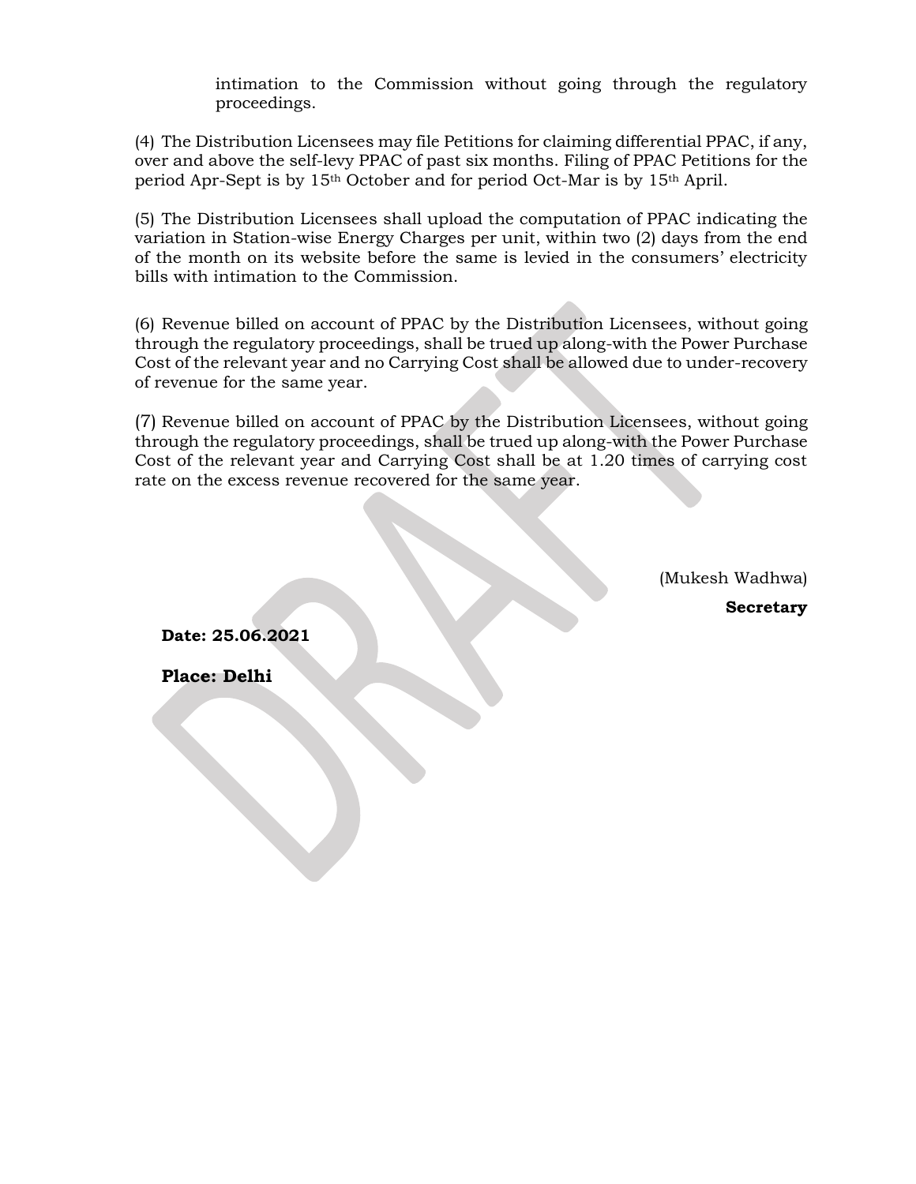intimation to the Commission without going through the regulatory proceedings.

(4) The Distribution Licensees may file Petitions for claiming differential PPAC, if any, over and above the self-levy PPAC of past six months. Filing of PPAC Petitions for the period Apr-Sept is by 15th October and for period Oct-Mar is by 15th April.

(5) The Distribution Licensees shall upload the computation of PPAC indicating the variation in Station-wise Energy Charges per unit, within two (2) days from the end of the month on its website before the same is levied in the consumers' electricity bills with intimation to the Commission.

(6) Revenue billed on account of PPAC by the Distribution Licensees, without going through the regulatory proceedings, shall be trued up along-with the Power Purchase Cost of the relevant year and no Carrying Cost shall be allowed due to under-recovery of revenue for the same year.

(7) Revenue billed on account of PPAC by the Distribution Licensees, without going through the regulatory proceedings, shall be trued up along-with the Power Purchase Cost of the relevant year and Carrying Cost shall be at 1.20 times of carrying cost rate on the excess revenue recovered for the same year.

(Mukesh Wadhwa)

**Secretary**

**Date: 25.06.2021**

**Place: Delhi**